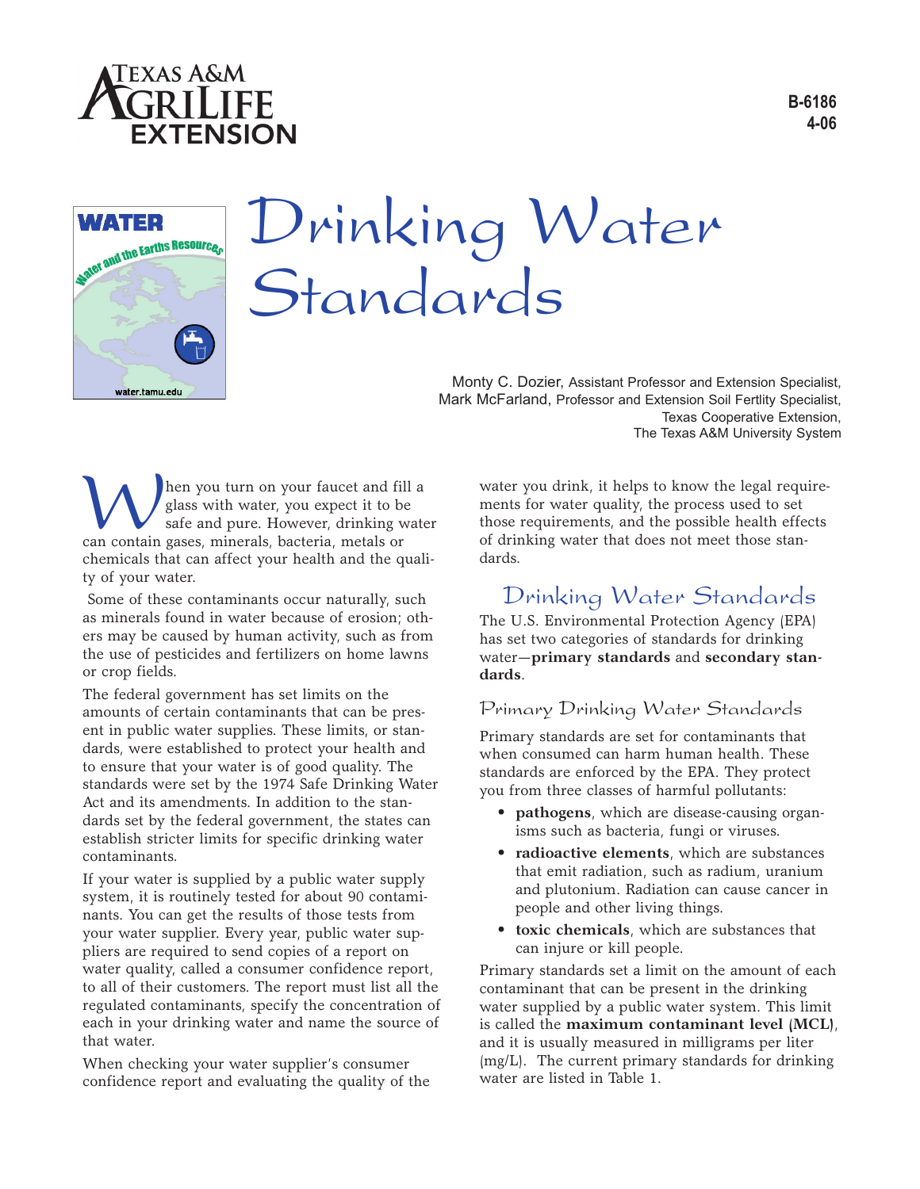Texas A&M AgriLife Extension

B-6186
4-06

# Drinking Water Standards

Monty C. Dozier, Assistant Professor and Extension Specialist,
Mark McFarland, Professor and Extension Soil Fertlity Specialist,
Texas Cooperative Extension,
The Texas A&M University System

When you turn on your faucet and fill a glass with water, you expect it to be safe and pure. However, drinking water can contain gases, minerals, bacteria, metals or chemicals that can affect your health and the quality of your water.

Some of these contaminants occur naturally, such as minerals found in water because of erosion; others may be caused by human activity, such as from the use of pesticides and fertilizers on home lawns or crop fields.

The federal government has set limits on the amounts of certain contaminants that can be present in public water supplies. These limits, or standards, were established to protect your health and to ensure that your water is of good quality. The standards were set by the 1974 Safe Drinking Water Act and its amendments. In addition to the standards set by the federal government, the states can establish stricter limits for specific drinking water contaminants.

If your water is supplied by a public water supply system, it is routinely tested for about 90 contaminants. You can get the results of those tests from your water supplier. Every year, public water suppliers are required to send copies of a report on water quality, called a consumer confidence report, to all of their customers. The report must list all the regulated contaminants, specify the concentration of each in your drinking water and name the source of that water.

When checking your water supplier's consumer confidence report and evaluating the quality of the water you drink, it helps to know the legal requirements for water quality, the process used to set those requirements, and the possible health effects of drinking water that does not meet those standards.

## Drinking Water Standards

The U.S. Environmental Protection Agency (EPA) has set two categories of standards for drinking water—**primary standards** and **secondary standards**.

### Primary Drinking Water Standards

Primary standards are set for contaminants that when consumed can harm human health. These standards are enforced by the EPA. They protect you from three classes of harmful pollutants:

- **pathogens**, which are disease-causing organisms such as bacteria, fungi or viruses.
- **radioactive elements**, which are substances that emit radiation, such as radium, uranium and plutonium. Radiation can cause cancer in people and other living things.
- **toxic chemicals**, which are substances that can injure or kill people.

Primary standards set a limit on the amount of each contaminant that can be present in the drinking water supplied by a public water system. This limit is called the **maximum contaminant level (MCL)**, and it is usually measured in milligrams per liter (mg/L). The current primary standards for drinking water are listed in Table 1.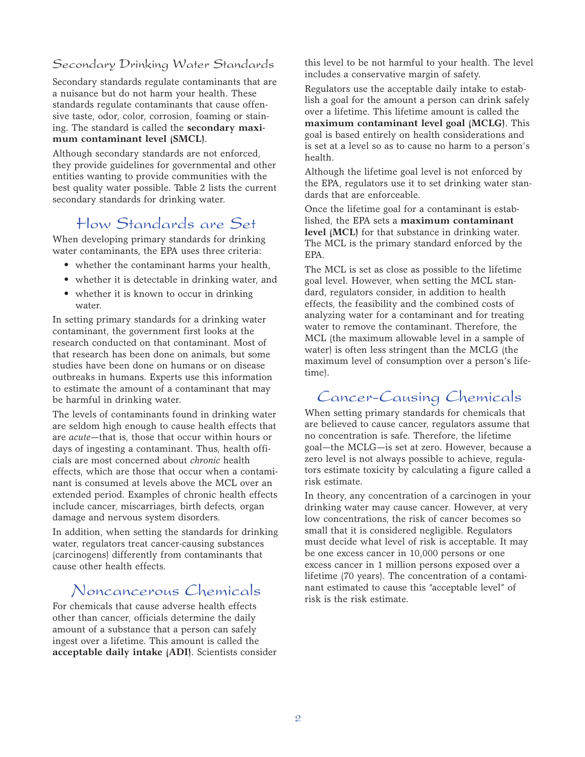### Secondary Drinking Water Standards

Secondary standards regulate contaminants that are a nuisance but do not harm your health. These standards regulate contaminants that cause offensive taste, odor, color, corrosion, foaming or staining. The standard is called the **secondary maximum contaminant level (SMCL)**.

Although secondary standards are not enforced, they provide guidelines for governmental and other entities wanting to provide communities with the best quality water possible. Table 2 lists the current secondary standards for drinking water.

## How Standards are Set

When developing primary standards for drinking water contaminants, the EPA uses three criteria:

- whether the contaminant harms your health,
- whether it is detectable in drinking water, and
- whether it is known to occur in drinking water.

In setting primary standards for a drinking water contaminant, the government first looks at the research conducted on that contaminant. Most of that research has been done on animals, but some studies have been done on humans or on disease outbreaks in humans. Experts use this information to estimate the amount of a contaminant that may be harmful in drinking water.

The levels of contaminants found in drinking water are seldom high enough to cause health effects that are *acute*—that is, those that occur within hours or days of ingesting a contaminant. Thus, health officials are most concerned about *chronic* health effects, which are those that occur when a contaminant is consumed at levels above the MCL over an extended period. Examples of chronic health effects include cancer, miscarriages, birth defects, organ damage and nervous system disorders.

In addition, when setting the standards for drinking water, regulators treat cancer-causing substances (carcinogens) differently from contaminants that cause other health effects.

## Noncancerous Chemicals

For chemicals that cause adverse health effects other than cancer, officials determine the daily amount of a substance that a person can safely ingest over a lifetime. This amount is called the **acceptable daily intake (ADI)**. Scientists consider this level to be not harmful to your health. The level includes a conservative margin of safety.

Regulators use the acceptable daily intake to establish a goal for the amount a person can drink safely over a lifetime. This lifetime amount is called the **maximum contaminant level goal (MCLG)**. This goal is based entirely on health considerations and is set at a level so as to cause no harm to a person's health.

Although the lifetime goal level is not enforced by the EPA, regulators use it to set drinking water standards that are enforceable.

Once the lifetime goal for a contaminant is established, the EPA sets a **maximum contaminant level (MCL)** for that substance in drinking water. The MCL is the primary standard enforced by the EPA.

The MCL is set as close as possible to the lifetime goal level. However, when setting the MCL standard, regulators consider, in addition to health effects, the feasibility and the combined costs of analyzing water for a contaminant and for treating water to remove the contaminant. Therefore, the MCL (the maximum allowable level in a sample of water) is often less stringent than the MCLG (the maximum level of consumption over a person's lifetime).

## Cancer-Causing Chemicals

When setting primary standards for chemicals that are believed to cause cancer, regulators assume that no concentration is safe. Therefore, the lifetime goal—the MCLG—is set at zero. However, because a zero level is not always possible to achieve, regulators estimate toxicity by calculating a figure called a risk estimate.

In theory, any concentration of a carcinogen in your drinking water may cause cancer. However, at very low concentrations, the risk of cancer becomes so small that it is considered negligible. Regulators must decide what level of risk is acceptable. It may be one excess cancer in 10,000 persons or one excess cancer in 1 million persons exposed over a lifetime (70 years). The concentration of a contaminant estimated to cause this "acceptable level" of risk is the risk estimate.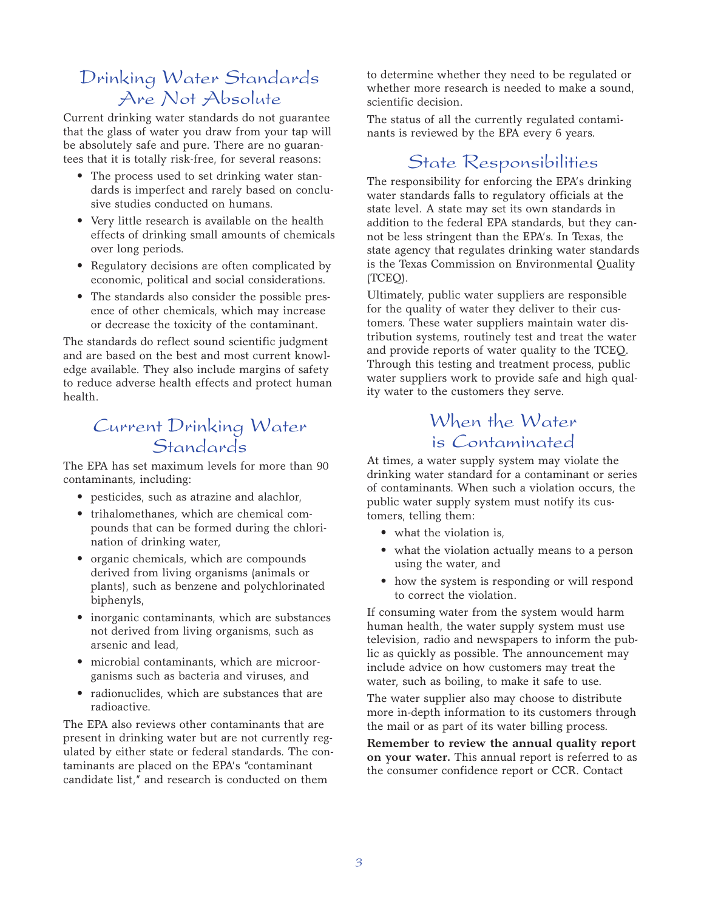## Drinking Water Standards Are Not Absolute

Current drinking water standards do not guarantee that the glass of water you draw from your tap will be absolutely safe and pure. There are no guarantees that it is totally risk-free, for several reasons:

- The process used to set drinking water standards is imperfect and rarely based on conclusive studies conducted on humans.
- Very little research is available on the health effects of drinking small amounts of chemicals over long periods.
- Regulatory decisions are often complicated by economic, political and social considerations.
- The standards also consider the possible presence of other chemicals, which may increase or decrease the toxicity of the contaminant.

The standards do reflect sound scientific judgment and are based on the best and most current knowledge available. They also include margins of safety to reduce adverse health effects and protect human health.

## Current Drinking Water Standards

The EPA has set maximum levels for more than 90 contaminants, including:

- pesticides, such as atrazine and alachlor,
- trihalomethanes, which are chemical compounds that can be formed during the chlorination of drinking water,
- organic chemicals, which are compounds derived from living organisms (animals or plants), such as benzene and polychlorinated biphenyls,
- inorganic contaminants, which are substances not derived from living organisms, such as arsenic and lead,
- microbial contaminants, which are microorganisms such as bacteria and viruses, and
- radionuclides, which are substances that are radioactive.

The EPA also reviews other contaminants that are present in drinking water but are not currently regulated by either state or federal standards. The contaminants are placed on the EPA's "contaminant candidate list," and research is conducted on them to determine whether they need to be regulated or whether more research is needed to make a sound, scientific decision.

The status of all the currently regulated contaminants is reviewed by the EPA every 6 years.

## State Responsibilities

The responsibility for enforcing the EPA's drinking water standards falls to regulatory officials at the state level. A state may set its own standards in addition to the federal EPA standards, but they cannot be less stringent than the EPA's. In Texas, the state agency that regulates drinking water standards is the Texas Commission on Environmental Quality (TCEQ).

Ultimately, public water suppliers are responsible for the quality of water they deliver to their customers. These water suppliers maintain water distribution systems, routinely test and treat the water and provide reports of water quality to the TCEQ. Through this testing and treatment process, public water suppliers work to provide safe and high quality water to the customers they serve.

## When the Water is Contaminated

At times, a water supply system may violate the drinking water standard for a contaminant or series of contaminants. When such a violation occurs, the public water supply system must notify its customers, telling them:

- what the violation is,
- what the violation actually means to a person using the water, and
- how the system is responding or will respond to correct the violation.

If consuming water from the system would harm human health, the water supply system must use television, radio and newspapers to inform the public as quickly as possible. The announcement may include advice on how customers may treat the water, such as boiling, to make it safe to use.

The water supplier also may choose to distribute more in-depth information to its customers through the mail or as part of its water billing process.

**Remember to review the annual quality report on your water.** This annual report is referred to as the consumer confidence report or CCR. Contact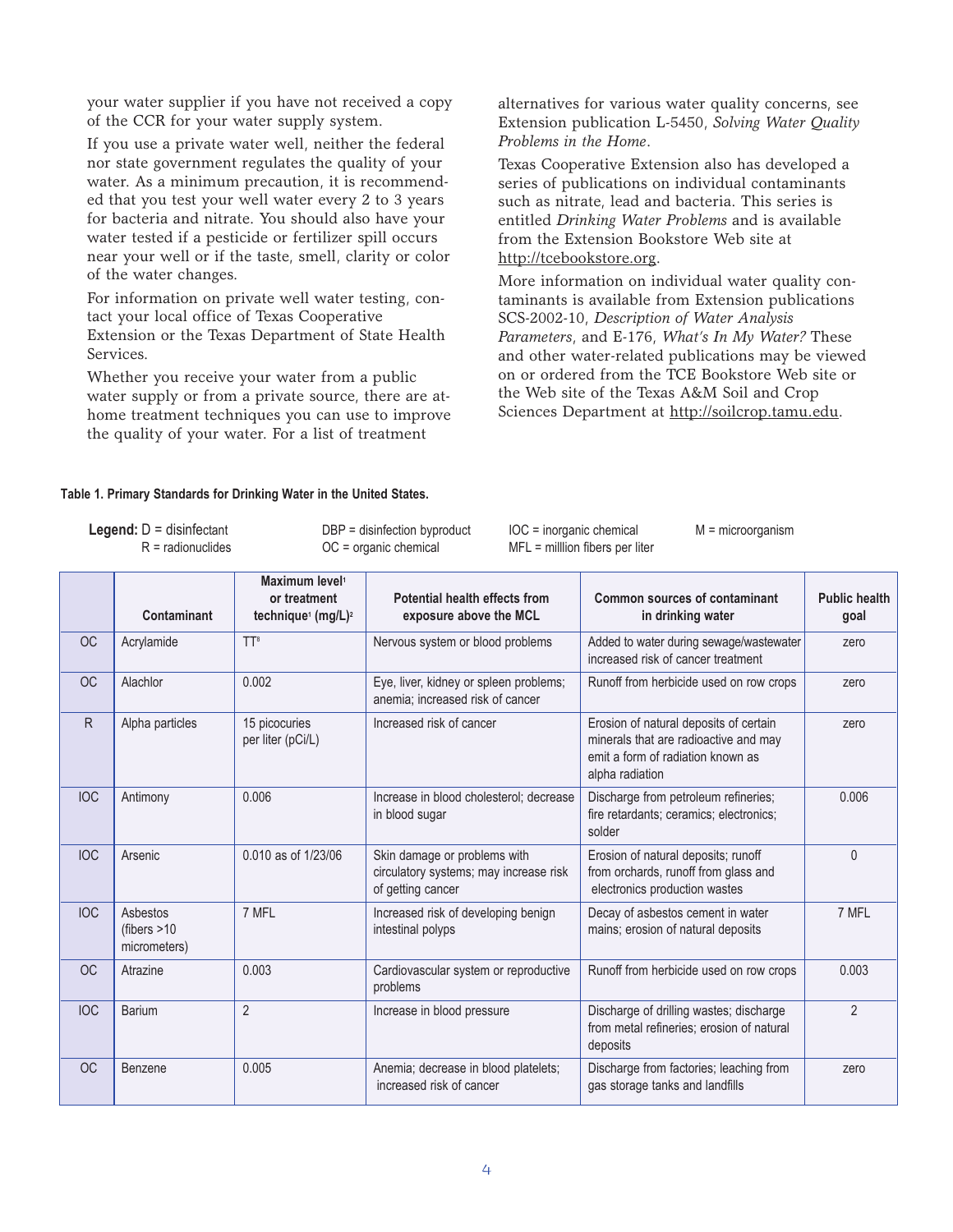your water supplier if you have not received a copy of the CCR for your water supply system.

If you use a private water well, neither the federal nor state government regulates the quality of your water. As a minimum precaution, it is recommended that you test your well water every 2 to 3 years for bacteria and nitrate. You should also have your water tested if a pesticide or fertilizer spill occurs near your well or if the taste, smell, clarity or color of the water changes.

For information on private well water testing, contact your local office of Texas Cooperative Extension or the Texas Department of State Health Services.

Whether you receive your water from a public water supply or from a private source, there are at-home treatment techniques you can use to improve the quality of your water. For a list of treatment alternatives for various water quality concerns, see Extension publication L-5450, *Solving Water Quality Problems in the Home*.

Texas Cooperative Extension also has developed a series of publications on individual contaminants such as nitrate, lead and bacteria. This series is entitled *Drinking Water Problems* and is available from the Extension Bookstore Web site at http://tcebookstore.org.

More information on individual water quality contaminants is available from Extension publications SCS-2002-10, *Description of Water Analysis Parameters*, and E-176, *What's In My Water?* These and other water-related publications may be viewed on or ordered from the TCE Bookstore Web site or the Web site of the Texas A&M Soil and Crop Sciences Department at http://soilcrop.tamu.edu.

**Table 1. Primary Standards for Drinking Water in the United States.**

**Legend:** D = disinfectant; DBP = disinfection byproduct; IOC = inorganic chemical; M = microorganism; R = radionuclides; OC = organic chemical; MFL = milllion fibers per liter

| | Contaminant | Maximum level[1] or treatment technique[1] (mg/L)[2] | Potential health effects from exposure above the MCL | Common sources of contaminant in drinking water | Public health goal |
|---|---|---|---|---|---|
| OC | Acrylamide | TT[8] | Nervous system or blood problems | Added to water during sewage/wastewater increased risk of cancer treatment | zero |
| OC | Alachlor | 0.002 | Eye, liver, kidney or spleen problems; anemia; increased risk of cancer | Runoff from herbicide used on row crops | zero |
| R | Alpha particles | 15 picocuries per liter (pCi/L) | Increased risk of cancer | Erosion of natural deposits of certain minerals that are radioactive and may emit a form of radiation known as alpha radiation | zero |
| IOC | Antimony | 0.006 | Increase in blood cholesterol; decrease in blood sugar | Discharge from petroleum refineries; fire retardants; ceramics; electronics; solder | 0.006 |
| IOC | Arsenic | 0.010 as of 1/23/06 | Skin damage or problems with circulatory systems; may increase risk of getting cancer | Erosion of natural deposits; runoff from orchards, runoff from glass and electronics production wastes | 0 |
| IOC | Asbestos (fibers >10 micrometers) | 7 MFL | Increased risk of developing benign intestinal polyps | Decay of asbestos cement in water mains; erosion of natural deposits | 7 MFL |
| OC | Atrazine | 0.003 | Cardiovascular system or reproductive problems | Runoff from herbicide used on row crops | 0.003 |
| IOC | Barium | 2 | Increase in blood pressure | Discharge of drilling wastes; discharge from metal refineries; erosion of natural deposits | 2 |
| OC | Benzene | 0.005 | Anemia; decrease in blood platelets; increased risk of cancer | Discharge from factories; leaching from gas storage tanks and landfills | zero |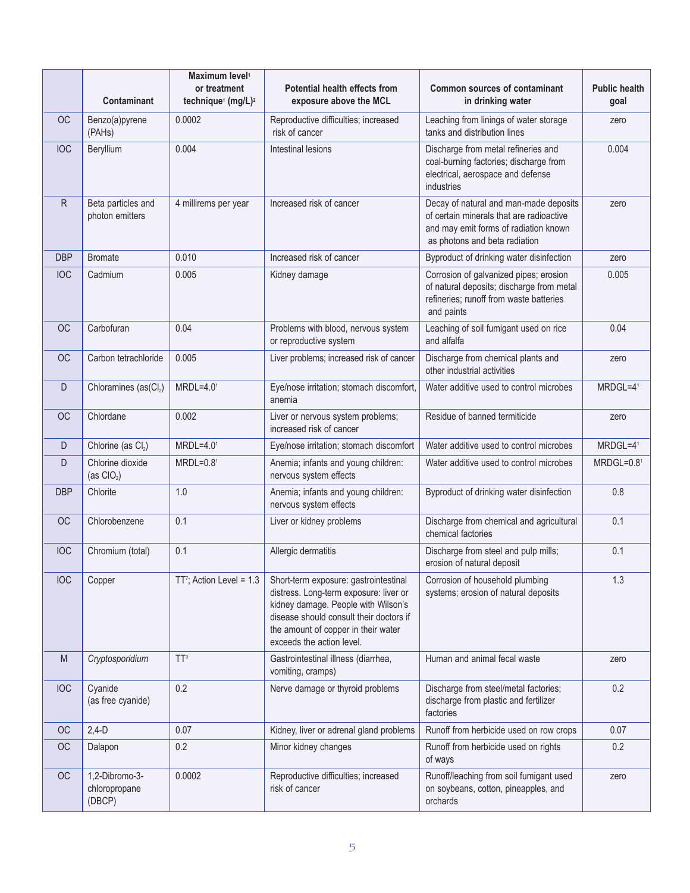| | Contaminant | Maximum level[1] or treatment technique[1] (mg/L)[2] | Potential health effects from exposure above the MCL | Common sources of contaminant in drinking water | Public health goal |
|---|---|---|---|---|---|
| OC | Benzo(a)pyrene (PAHs) | 0.0002 | Reproductive difficulties; increased risk of cancer | Leaching from linings of water storage tanks and distribution lines | zero |
| IOC | Beryllium | 0.004 | Intestinal lesions | Discharge from metal refineries and coal-burning factories; discharge from electrical, aerospace and defense industries | 0.004 |
| R | Beta particles and photon emitters | 4 millirems per year | Increased risk of cancer | Decay of natural and man-made deposits of certain minerals that are radioactive and may emit forms of radiation known as photons and beta radiation | zero |
| DBP | Bromate | 0.010 | Increased risk of cancer | Byproduct of drinking water disinfection | zero |
| IOC | Cadmium | 0.005 | Kidney damage | Corrosion of galvanized pipes; erosion of natural deposits; discharge from metal refineries; runoff from waste batteries and paints | 0.005 |
| OC | Carbofuran | 0.04 | Problems with blood, nervous system or reproductive system | Leaching of soil fumigant used on rice and alfalfa | 0.04 |
| OC | Carbon tetrachloride | 0.005 | Liver problems; increased risk of cancer | Discharge from chemical plants and other industrial activities | zero |
| D | Chloramines (as($Cl_2$) | MRDL=4.0[1] | Eye/nose irritation; stomach discomfort, anemia | Water additive used to control microbes | MRDGL=4[1] |
| OC | Chlordane | 0.002 | Liver or nervous system problems; increased risk of cancer | Residue of banned termiticide | zero |
| D | Chlorine (as $Cl_2$) | MRDL=4.0[1] | Eye/nose irritation; stomach discomfort | Water additive used to control microbes | MRDGL=4[1] |
| D | Chlorine dioxide (as $ClO_2$) | MRDL=0.8[1] | Anemia; infants and young children: nervous system effects | Water additive used to control microbes | MRDGL=0.8[1] |
| DBP | Chlorite | 1.0 | Anemia; infants and young children: nervous system effects | Byproduct of drinking water disinfection | 0.8 |
| OC | Chlorobenzene | 0.1 | Liver or kidney problems | Discharge from chemical and agricultural chemical factories | 0.1 |
| IOC | Chromium (total) | 0.1 | Allergic dermatitis | Discharge from steel and pulp mills; erosion of natural deposit | 0.1 |
| IOC | Copper | TT[7]; Action Level = 1.3 | Short-term exposure: gastrointestinal distress. Long-term exposure: liver or kidney damage. People with Wilson's disease should consult their doctors if the amount of copper in their water exceeds the action level. | Corrosion of household plumbing systems; erosion of natural deposits | 1.3 |
| M | *Cryptosporidium* | TT[3] | Gastrointestinal illness (diarrhea, vomiting, cramps) | Human and animal fecal waste | zero |
| IOC | Cyanide (as free cyanide) | 0.2 | Nerve damage or thyroid problems | Discharge from steel/metal factories; discharge from plastic and fertilizer factories | 0.2 |
| OC | 2,4-D | 0.07 | Kidney, liver or adrenal gland problems | Runoff from herbicide used on row crops | 0.07 |
| OC | Dalapon | 0.2 | Minor kidney changes | Runoff from herbicide used on rights of ways | 0.2 |
| OC | 1,2-Dibromo-3-chloropropane (DBCP) | 0.0002 | Reproductive difficulties; increased risk of cancer | Runoff/leaching from soil fumigant used on soybeans, cotton, pineapples, and orchards | zero |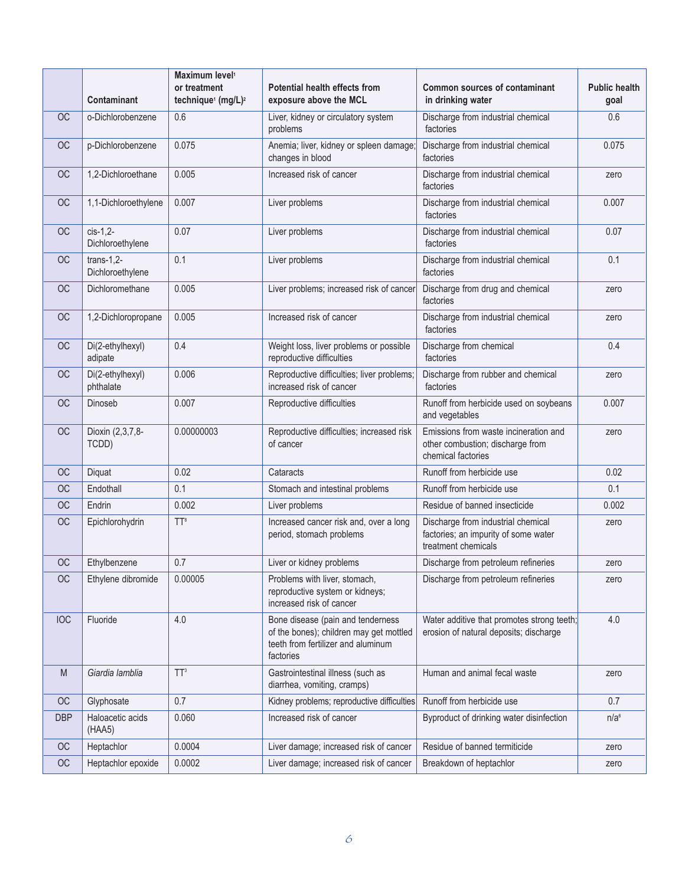| | Contaminant | Maximum level[1] or treatment technique[1] (mg/L)[2] | Potential health effects from exposure above the MCL | Common sources of contaminant in drinking water | Public health goal |
|---|---|---|---|---|---|
| OC | o-Dichlorobenzene | 0.6 | Liver, kidney or circulatory system problems | Discharge from industrial chemical factories | 0.6 |
| OC | p-Dichlorobenzene | 0.075 | Anemia; liver, kidney or spleen damage; changes in blood | Discharge from industrial chemical factories | 0.075 |
| OC | 1,2-Dichloroethane | 0.005 | Increased risk of cancer | Discharge from industrial chemical factories | zero |
| OC | 1,1-Dichloroethylene | 0.007 | Liver problems | Discharge from industrial chemical factories | 0.007 |
| OC | cis-1,2-Dichloroethylene | 0.07 | Liver problems | Discharge from industrial chemical factories | 0.07 |
| OC | trans-1,2-Dichloroethylene | 0.1 | Liver problems | Discharge from industrial chemical factories | 0.1 |
| OC | Dichloromethane | 0.005 | Liver problems; increased risk of cancer | Discharge from drug and chemical factories | zero |
| OC | 1,2-Dichloropropane | 0.005 | Increased risk of cancer | Discharge from industrial chemical factories | zero |
| OC | Di(2-ethylhexyl) adipate | 0.4 | Weight loss, liver problems or possible reproductive difficulties | Discharge from chemical factories | 0.4 |
| OC | Di(2-ethylhexyl) phthalate | 0.006 | Reproductive difficulties; liver problems; increased risk of cancer | Discharge from rubber and chemical factories | zero |
| OC | Dinoseb | 0.007 | Reproductive difficulties | Runoff from herbicide used on soybeans and vegetables | 0.007 |
| OC | Dioxin (2,3,7,8-TCDD) | 0.00000003 | Reproductive difficulties; increased risk of cancer | Emissions from waste incineration and other combustion; discharge from chemical factories | zero |
| OC | Diquat | 0.02 | Cataracts | Runoff from herbicide use | 0.02 |
| OC | Endothall | 0.1 | Stomach and intestinal problems | Runoff from herbicide use | 0.1 |
| OC | Endrin | 0.002 | Liver problems | Residue of banned insecticide | 0.002 |
| OC | Epichlorohydrin | TT[8] | Increased cancer risk and, over a long period, stomach problems | Discharge from industrial chemical factories; an impurity of some water treatment chemicals | zero |
| OC | Ethylbenzene | 0.7 | Liver or kidney problems | Discharge from petroleum refineries | zero |
| OC | Ethylene dibromide | 0.00005 | Problems with liver, stomach, reproductive system or kidneys; increased risk of cancer | Discharge from petroleum refineries | zero |
| IOC | Fluoride | 4.0 | Bone disease (pain and tenderness of the bones); children may get mottled teeth from fertilizer and aluminum factories | Water additive that promotes strong teeth; erosion of natural deposits; discharge | 4.0 |
| M | *Giardia lamblia* | TT[3] | Gastrointestinal illness (such as diarrhea, vomiting, cramps) | Human and animal fecal waste | zero |
| OC | Glyphosate | 0.7 | Kidney problems; reproductive difficulties | Runoff from herbicide use | 0.7 |
| DBP | Haloacetic acids (HAA5) | 0.060 | Increased risk of cancer | Byproduct of drinking water disinfection | n/a[6] |
| OC | Heptachlor | 0.0004 | Liver damage; increased risk of cancer | Residue of banned termiticide | zero |
| OC | Heptachlor epoxide | 0.0002 | Liver damage; increased risk of cancer | Breakdown of heptachlor | zero |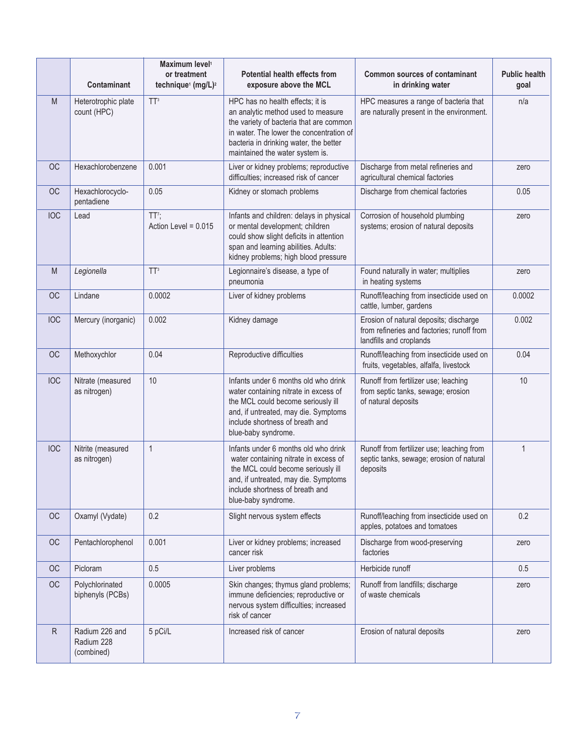| | Contaminant | Maximum level[1] or treatment technique[1] (mg/L)[2] | Potential health effects from exposure above the MCL | Common sources of contaminant in drinking water | Public health goal |
|---|---|---|---|---|---|
| M | Heterotrophic plate count (HPC) | TT[3] | HPC has no health effects; it is an analytic method used to measure the variety of bacteria that are common in water. The lower the concentration of bacteria in drinking water, the better maintained the water system is. | HPC measures a range of bacteria that are naturally present in the environment. | n/a |
| OC | Hexachlorobenzene | 0.001 | Liver or kidney problems; reproductive difficulties; increased risk of cancer | Discharge from metal refineries and agricultural chemical factories | zero |
| OC | Hexachlorocyclo-pentadiene | 0.05 | Kidney or stomach problems | Discharge from chemical factories | 0.05 |
| IOC | Lead | TT[7]; Action Level = 0.015 | Infants and children: delays in physical or mental development; children could show slight deficits in attention span and learning abilities. Adults: kidney problems; high blood pressure | Corrosion of household plumbing systems; erosion of natural deposits | zero |
| M | *Legionella* | TT[3] | Legionnaire's disease, a type of pneumonia | Found naturally in water; multiplies in heating systems | zero |
| OC | Lindane | 0.0002 | Liver of kidney problems | Runoff/leaching from insecticide used on cattle, lumber, gardens | 0.0002 |
| IOC | Mercury (inorganic) | 0.002 | Kidney damage | Erosion of natural deposits; discharge from refineries and factories; runoff from landfills and croplands | 0.002 |
| OC | Methoxychlor | 0.04 | Reproductive difficulties | Runoff/leaching from insecticide used on fruits, vegetables, alfalfa, livestock | 0.04 |
| IOC | Nitrate (measured as nitrogen) | 10 | Infants under 6 months old who drink water containing nitrate in excess of the MCL could become seriously ill and, if untreated, may die. Symptoms include shortness of breath and blue-baby syndrome. | Runoff from fertilizer use; leaching from septic tanks, sewage; erosion of natural deposits | 10 |
| IOC | Nitrite (measured as nitrogen) | 1 | Infants under 6 months old who drink water containing nitrate in excess of the MCL could become seriously ill and, if untreated, may die. Symptoms include shortness of breath and blue-baby syndrome. | Runoff from fertilizer use; leaching from septic tanks, sewage; erosion of natural deposits | 1 |
| OC | Oxamyl (Vydate) | 0.2 | Slight nervous system effects | Runoff/leaching from insecticide used on apples, potatoes and tomatoes | 0.2 |
| OC | Pentachlorophenol | 0.001 | Liver or kidney problems; increased cancer risk | Discharge from wood-preserving factories | zero |
| OC | Picloram | 0.5 | Liver problems | Herbicide runoff | 0.5 |
| OC | Polychlorinated biphenyls (PCBs) | 0.0005 | Skin changes; thymus gland problems; immune deficiencies; reproductive or nervous system difficulties; increased risk of cancer | Runoff from landfills; discharge of waste chemicals | zero |
| R | Radium 226 and Radium 228 (combined) | 5 pCi/L | Increased risk of cancer | Erosion of natural deposits | zero |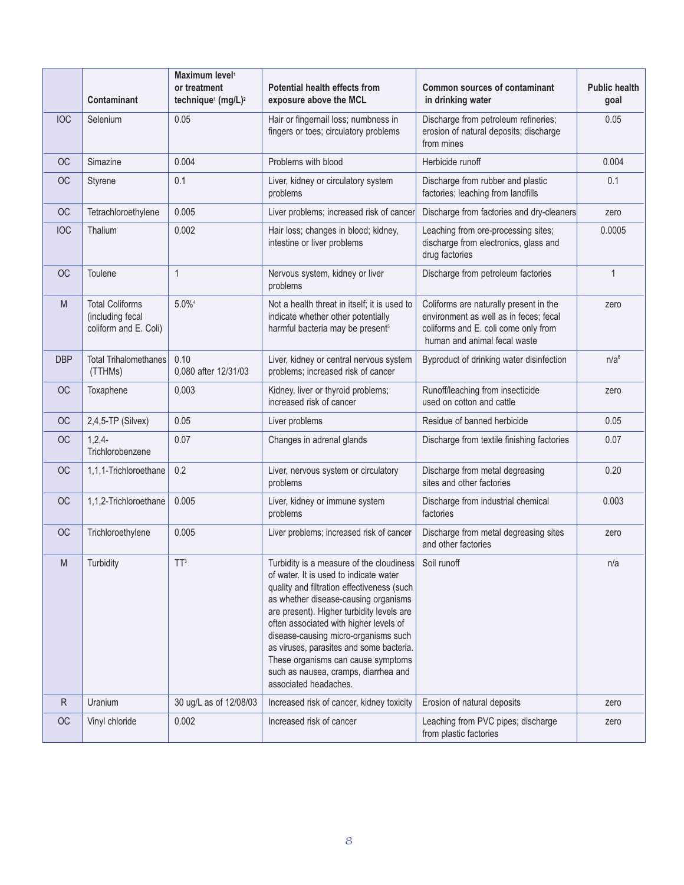| | Contaminant | Maximum level[1] or treatment technique[1] (mg/L)[2] | Potential health effects from exposure above the MCL | Common sources of contaminant in drinking water | Public health goal |
|---|---|---|---|---|---|
| IOC | Selenium | 0.05 | Hair or fingernail loss; numbness in fingers or toes; circulatory problems | Discharge from petroleum refineries; erosion of natural deposits; discharge from mines | 0.05 |
| OC | Simazine | 0.004 | Problems with blood | Herbicide runoff | 0.004 |
| OC | Styrene | 0.1 | Liver, kidney or circulatory system problems | Discharge from rubber and plastic factories; leaching from landfills | 0.1 |
| OC | Tetrachloroethylene | 0.005 | Liver problems; increased risk of cancer | Discharge from factories and dry-cleaners | zero |
| IOC | Thalium | 0.002 | Hair loss; changes in blood; kidney, intestine or liver problems | Leaching from ore-processing sites; discharge from electronics, glass and drug factories | 0.0005 |
| OC | Toulene | 1 | Nervous system, kidney or liver problems | Discharge from petroleum factories | 1 |
| M | Total Coliforms (including fecal coliform and E. Coli) | 5.0%[4] | Not a health threat in itself; it is used to indicate whether other potentially harmful bacteria may be present[5] | Coliforms are naturally present in the environment as well as in feces; fecal coliforms and E. coli come only from human and animal fecal waste | zero |
| DBP | Total Trihalomethanes (TTHMs) | 0.10<br>0.080 after 12/31/03 | Liver, kidney or central nervous system problems; increased risk of cancer | Byproduct of drinking water disinfection | n/a[6] |
| OC | Toxaphene | 0.003 | Kidney, liver or thyroid problems; increased risk of cancer | Runoff/leaching from insecticide used on cotton and cattle | zero |
| OC | 2,4,5-TP (Silvex) | 0.05 | Liver problems | Residue of banned herbicide | 0.05 |
| OC | 1,2,4-Trichlorobenzene | 0.07 | Changes in adrenal glands | Discharge from textile finishing factories | 0.07 |
| OC | 1,1,1-Trichloroethane | 0.2 | Liver, nervous system or circulatory problems | Discharge from metal degreasing sites and other factories | 0.20 |
| OC | 1,1,2-Trichloroethane | 0.005 | Liver, kidney or immune system problems | Discharge from industrial chemical factories | 0.003 |
| OC | Trichloroethylene | 0.005 | Liver problems; increased risk of cancer | Discharge from metal degreasing sites and other factories | zero |
| M | Turbidity | TT[3] | Turbidity is a measure of the cloudiness of water. It is used to indicate water quality and filtration effectiveness (such as whether disease-causing organisms are present). Higher turbidity levels are often associated with higher levels of disease-causing micro-organisms such as viruses, parasites and some bacteria. These organisms can cause symptoms such as nausea, cramps, diarrhea and associated headaches. | Soil runoff | n/a |
| R | Uranium | 30 ug/L as of 12/08/03 | Increased risk of cancer, kidney toxicity | Erosion of natural deposits | zero |
| OC | Vinyl chloride | 0.002 | Increased risk of cancer | Leaching from PVC pipes; discharge from plastic factories | zero |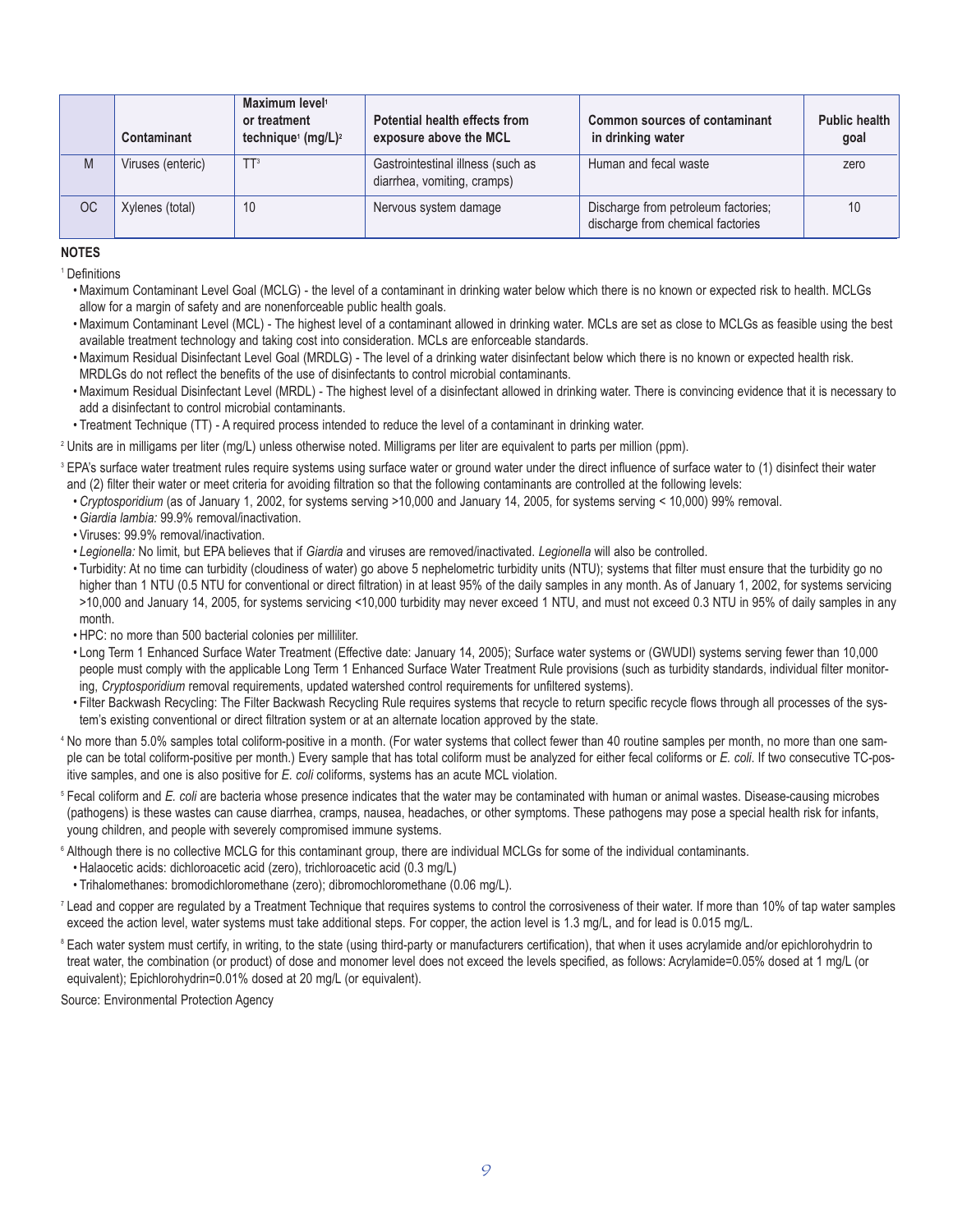| | Contaminant | Maximum level[1] or treatment technique[1] (mg/L)[2] | Potential health effects from exposure above the MCL | Common sources of contaminant in drinking water | Public health goal |
|---|---|---|---|---|---|
| M | Viruses (enteric) | TT[3] | Gastrointestinal illness (such as diarrhea, vomiting, cramps) | Human and fecal waste | zero |
| OC | Xylenes (total) | 10 | Nervous system damage | Discharge from petroleum factories; discharge from chemical factories | 10 |

**NOTES**

[1] Definitions

- Maximum Contaminant Level Goal (MCLG) - the level of a contaminant in drinking water below which there is no known or expected risk to health. MCLGs allow for a margin of safety and are nonenforceable public health goals.
- Maximum Contaminant Level (MCL) - The highest level of a contaminant allowed in drinking water. MCLs are set as close to MCLGs as feasible using the best available treatment technology and taking cost into consideration. MCLs are enforceable standards.
- Maximum Residual Disinfectant Level Goal (MRDLG) - The level of a drinking water disinfectant below which there is no known or expected health risk. MRDLGs do not reflect the benefits of the use of disinfectants to control microbial contaminants.
- Maximum Residual Disinfectant Level (MRDL) - The highest level of a disinfectant allowed in drinking water. There is convincing evidence that it is necessary to add a disinfectant to control microbial contaminants.
- Treatment Technique (TT) - A required process intended to reduce the level of a contaminant in drinking water.

[2] Units are in milligams per liter (mg/L) unless otherwise noted. Milligrams per liter are equivalent to parts per million (ppm).

[3] EPA's surface water treatment rules require systems using surface water or ground water under the direct influence of surface water to (1) disinfect their water and (2) filter their water or meet criteria for avoiding filtration so that the following contaminants are controlled at the following levels:

- *Cryptosporidium* (as of January 1, 2002, for systems serving >10,000 and January 14, 2005, for systems serving < 10,000) 99% removal.
- *Giardia lambia:* 99.9% removal/inactivation.
- Viruses: 99.9% removal/inactivation.
- *Legionella:* No limit, but EPA believes that if *Giardia* and viruses are removed/inactivated. *Legionella* will also be controlled.
- Turbidity: At no time can turbidity (cloudiness of water) go above 5 nephelometric turbidity units (NTU); systems that filter must ensure that the turbidity go no higher than 1 NTU (0.5 NTU for conventional or direct filtration) in at least 95% of the daily samples in any month. As of January 1, 2002, for systems servicing >10,000 and January 14, 2005, for systems servicing <10,000 turbidity may never exceed 1 NTU, and must not exceed 0.3 NTU in 95% of daily samples in any month.
- HPC: no more than 500 bacterial colonies per milliliter.
- Long Term 1 Enhanced Surface Water Treatment (Effective date: January 14, 2005); Surface water systems or (GWUDI) systems serving fewer than 10,000 people must comply with the applicable Long Term 1 Enhanced Surface Water Treatment Rule provisions (such as turbidity standards, individual filter monitoring, *Cryptosporidium* removal requirements, updated watershed control requirements for unfiltered systems).
- Filter Backwash Recycling: The Filter Backwash Recycling Rule requires systems that recycle to return specific recycle flows through all processes of the system's existing conventional or direct filtration system or at an alternate location approved by the state.

[4] No more than 5.0% samples total coliform-positive in a month. (For water systems that collect fewer than 40 routine samples per month, no more than one sample can be total coliform-positive per month.) Every sample that has total coliform must be analyzed for either fecal coliforms or *E. coli*. If two consecutive TC-positive samples, and one is also positive for *E. coli* coliforms, systems has an acute MCL violation.

[5] Fecal coliform and *E. coli* are bacteria whose presence indicates that the water may be contaminated with human or animal wastes. Disease-causing microbes (pathogens) is these wastes can cause diarrhea, cramps, nausea, headaches, or other symptoms. These pathogens may pose a special health risk for infants, young children, and people with severely compromised immune systems.

[6] Although there is no collective MCLG for this contaminant group, there are individual MCLGs for some of the individual contaminants.

- Halaocetic acids: dichloroacetic acid (zero), trichloroacetic acid (0.3 mg/L)
- Trihalomethanes: bromodichloromethane (zero); dibromochloromethane (0.06 mg/L).

[7] Lead and copper are regulated by a Treatment Technique that requires systems to control the corrosiveness of their water. If more than 10% of tap water samples exceed the action level, water systems must take additional steps. For copper, the action level is 1.3 mg/L, and for lead is 0.015 mg/L.

[8] Each water system must certify, in writing, to the state (using third-party or manufacturers certification), that when it uses acrylamide and/or epichlorohydrin to treat water, the combination (or product) of dose and monomer level does not exceed the levels specified, as follows: Acrylamide=0.05% dosed at 1 mg/L (or equivalent); Epichlorohydrin=0.01% dosed at 20 mg/L (or equivalent).

Source: Environmental Protection Agency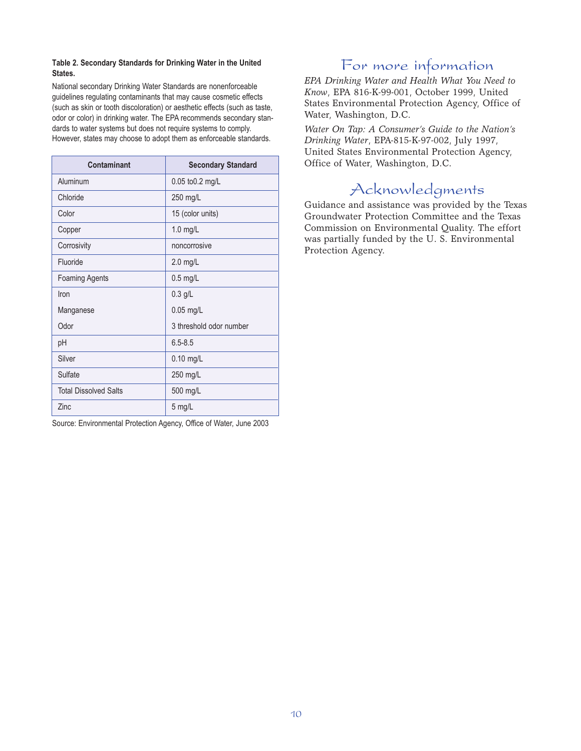**Table 2. Secondary Standards for Drinking Water in the United States.**

National secondary Drinking Water Standards are nonenforceable guidelines regulating contaminants that may cause cosmetic effects (such as skin or tooth discoloration) or aesthetic effects (such as taste, odor or color) in drinking water. The EPA recommends secondary standards to water systems but does not require systems to comply. However, states may choose to adopt them as enforceable standards.

| Contaminant | Secondary Standard |
|---|---|
| Aluminum | 0.05 to0.2 mg/L |
| Chloride | 250 mg/L |
| Color | 15 (color units) |
| Copper | 1.0 mg/L |
| Corrosivity | noncorrosive |
| Fluoride | 2.0 mg/L |
| Foaming Agents | 0.5 mg/L |
| Iron | 0.3 g/L |
| Manganese | 0.05 mg/L |
| Odor | 3 threshold odor number |
| pH | 6.5-8.5 |
| Silver | 0.10 mg/L |
| Sulfate | 250 mg/L |
| Total Dissolved Salts | 500 mg/L |
| Zinc | 5 mg/L |

Source: Environmental Protection Agency, Office of Water, June 2003

## For more information

*EPA Drinking Water and Health What You Need to Know*, EPA 816-K-99-001, October 1999, United States Environmental Protection Agency, Office of Water, Washington, D.C.

*Water On Tap: A Consumer's Guide to the Nation's Drinking Water*, EPA-815-K-97-002, July 1997, United States Environmental Protection Agency, Office of Water, Washington, D.C.

## Acknowledgments

Guidance and assistance was provided by the Texas Groundwater Protection Committee and the Texas Commission on Environmental Quality. The effort was partially funded by the U. S. Environmental Protection Agency.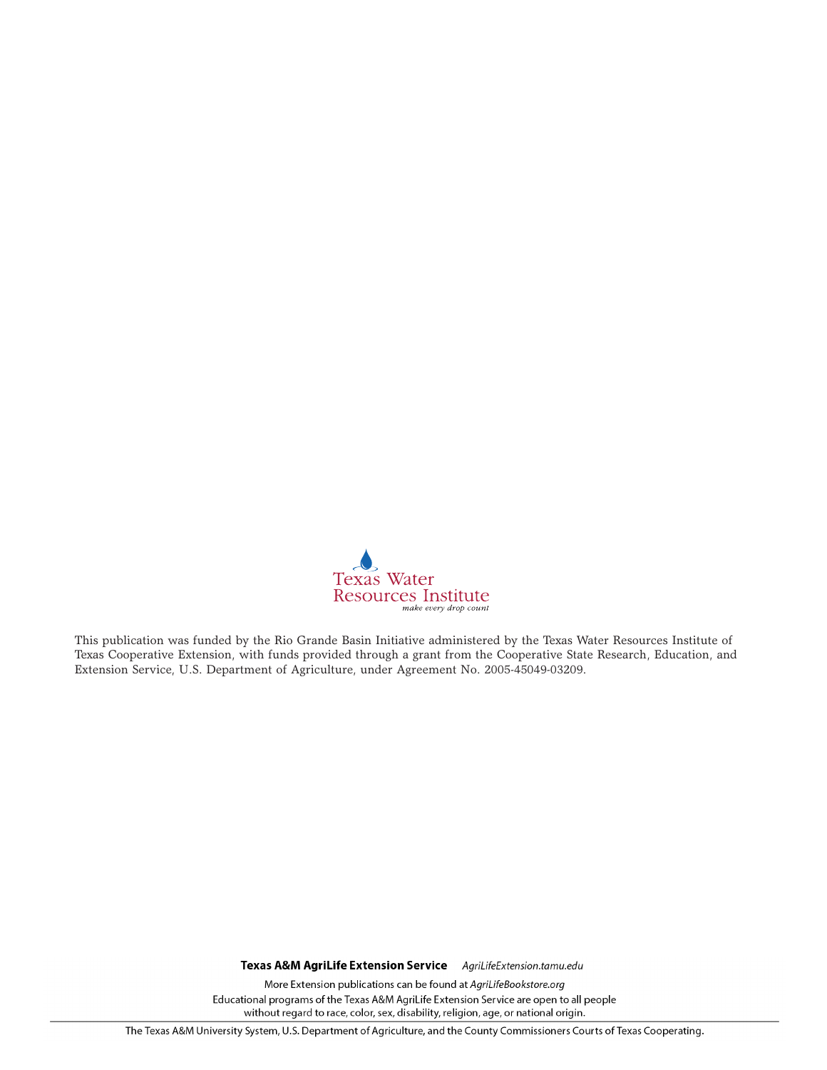Texas Water Resources Institute

*make every drop count*

This publication was funded by the Rio Grande Basin Initiative administered by the Texas Water Resources Institute of Texas Cooperative Extension, with funds provided through a grant from the Cooperative State Research, Education, and Extension Service, U.S. Department of Agriculture, under Agreement No. 2005-45049-03209.

**Texas A&M AgriLife Extension Service** *AgriLifeExtension.tamu.edu*

More Extension publications can be found at *AgriLifeBookstore.org*

Educational programs of the Texas A&M AgriLife Extension Service are open to all people without regard to race, color, sex, disability, religion, age, or national origin.

The Texas A&M University System, U.S. Department of Agriculture, and the County Commissioners Courts of Texas Cooperating.